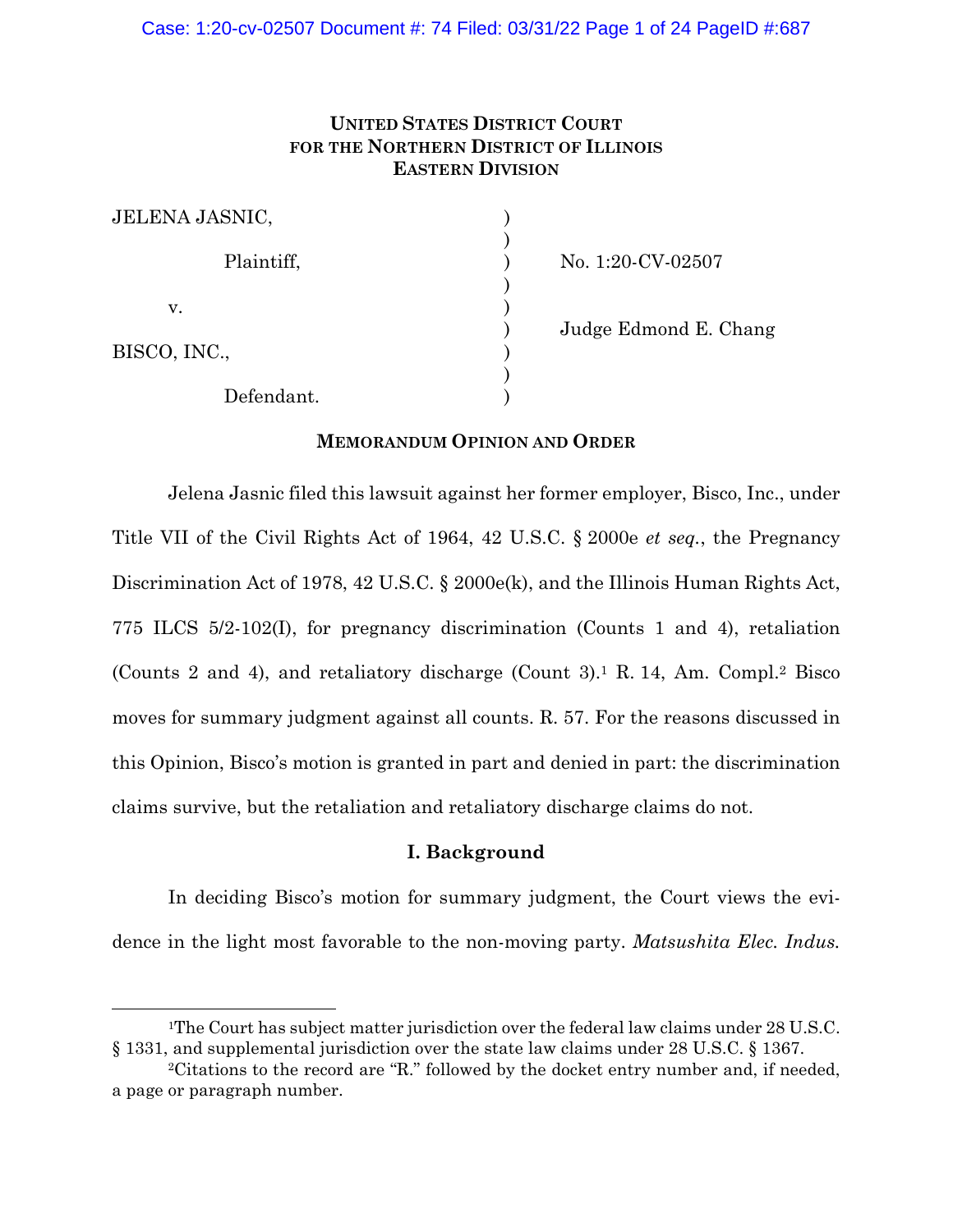**UNITED STATES DISTRICT COURT**
**FOR THE NORTHERN DISTRICT OF ILLINOIS**
**EASTERN DIVISION**

| | | |
|---|---|---|
| JELENA JASNIC, | ) | |
| | ) | |
| Plaintiff, | ) | No. 1:20-CV-02507 |
| | ) | |
| v. | ) | |
| | ) | Judge Edmond E. Chang |
| BISCO, INC., | ) | |
| | ) | |
| Defendant. | ) | |

**MEMORANDUM OPINION AND ORDER**

Jelena Jasnic filed this lawsuit against her former employer, Bisco, Inc., under Title VII of the Civil Rights Act of 1964, 42 U.S.C. § 2000e *et seq.*, the Pregnancy Discrimination Act of 1978, 42 U.S.C. § 2000e(k), and the Illinois Human Rights Act, 775 ILCS 5/2-102(I), for pregnancy discrimination (Counts 1 and 4), retaliation (Counts 2 and 4), and retaliatory discharge (Count 3).[1] R. 14, Am. Compl.[2] Bisco moves for summary judgment against all counts. R. 57. For the reasons discussed in this Opinion, Bisco's motion is granted in part and denied in part: the discrimination claims survive, but the retaliation and retaliatory discharge claims do not.

## I. Background

In deciding Bisco's motion for summary judgment, the Court views the evidence in the light most favorable to the non-moving party. *Matsushita Elec. Indus.*

---

[1]The Court has subject matter jurisdiction over the federal law claims under 28 U.S.C. § 1331, and supplemental jurisdiction over the state law claims under 28 U.S.C. § 1367.

[2]Citations to the record are "R." followed by the docket entry number and, if needed, a page or paragraph number.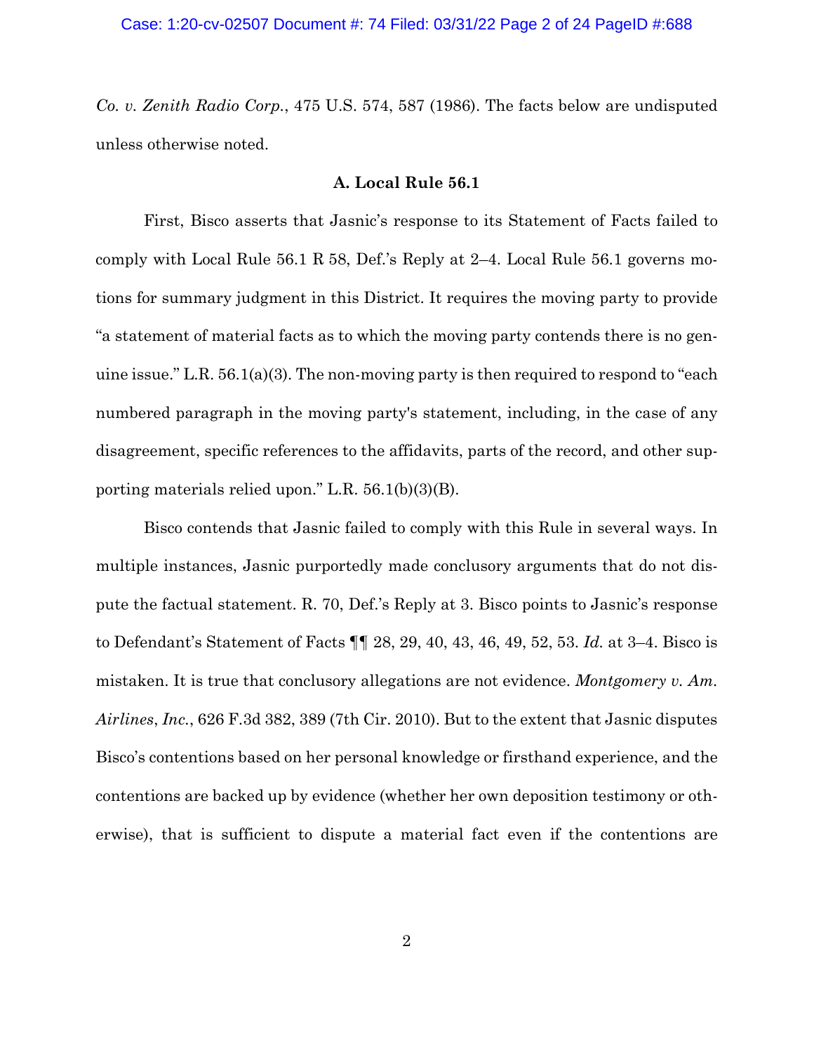*Co. v. Zenith Radio Corp.*, 475 U.S. 574, 587 (1986). The facts below are undisputed unless otherwise noted.

### A. Local Rule 56.1

First, Bisco asserts that Jasnic's response to its Statement of Facts failed to comply with Local Rule 56.1 R 58, Def.'s Reply at 2–4. Local Rule 56.1 governs motions for summary judgment in this District. It requires the moving party to provide "a statement of material facts as to which the moving party contends there is no genuine issue." L.R. 56.1(a)(3). The non-moving party is then required to respond to "each numbered paragraph in the moving party's statement, including, in the case of any disagreement, specific references to the affidavits, parts of the record, and other supporting materials relied upon." L.R. 56.1(b)(3)(B).

Bisco contends that Jasnic failed to comply with this Rule in several ways. In multiple instances, Jasnic purportedly made conclusory arguments that do not dispute the factual statement. R. 70, Def.'s Reply at 3. Bisco points to Jasnic's response to Defendant's Statement of Facts ¶¶ 28, 29, 40, 43, 46, 49, 52, 53. *Id.* at 3–4. Bisco is mistaken. It is true that conclusory allegations are not evidence. *Montgomery v. Am. Airlines, Inc.*, 626 F.3d 382, 389 (7th Cir. 2010). But to the extent that Jasnic disputes Bisco's contentions based on her personal knowledge or firsthand experience, and the contentions are backed up by evidence (whether her own deposition testimony or otherwise), that is sufficient to dispute a material fact even if the contentions are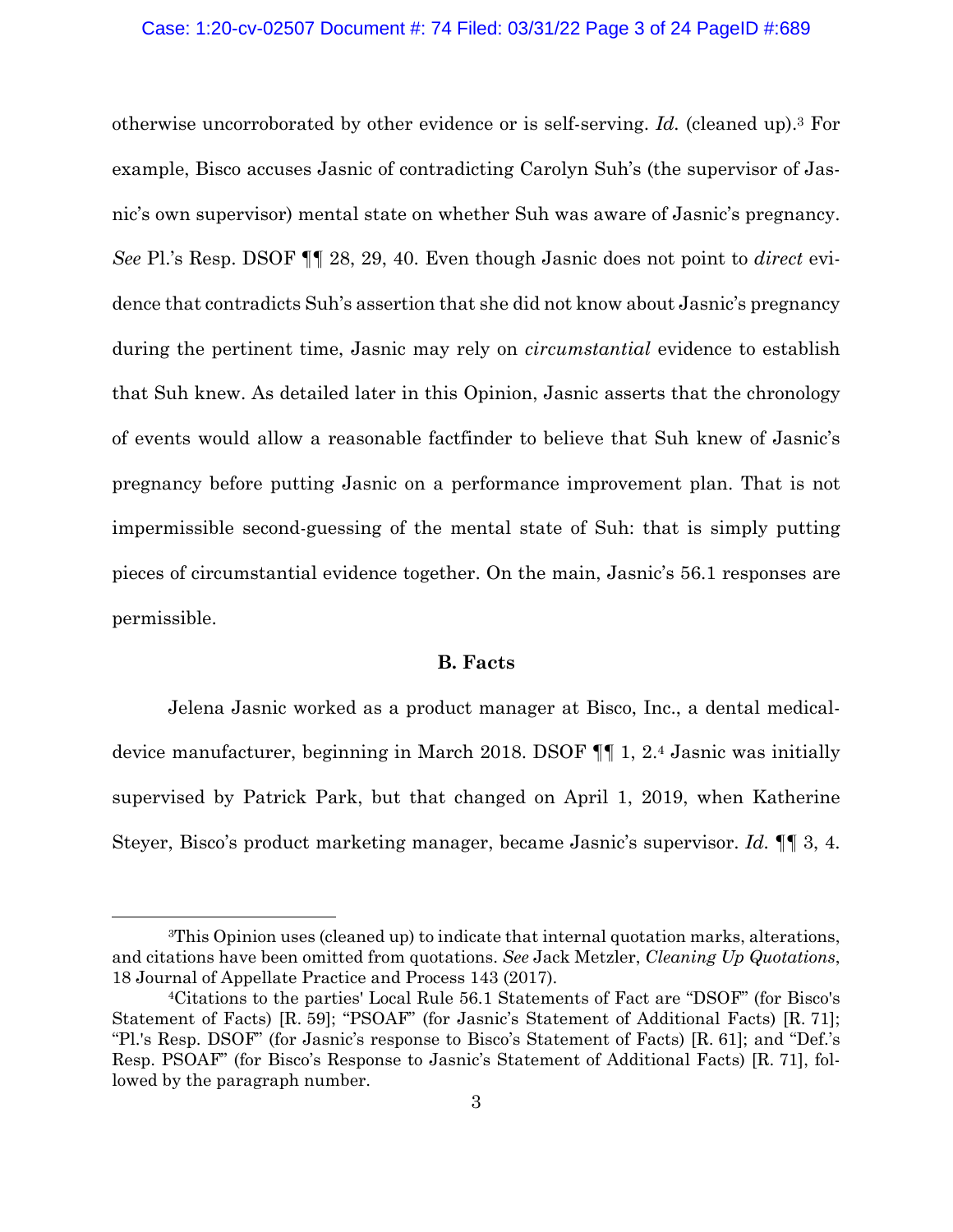otherwise uncorroborated by other evidence or is self-serving. *Id.* (cleaned up).[3] For example, Bisco accuses Jasnic of contradicting Carolyn Suh's (the supervisor of Jasnic's own supervisor) mental state on whether Suh was aware of Jasnic's pregnancy. *See* Pl.'s Resp. DSOF ¶¶ 28, 29, 40. Even though Jasnic does not point to *direct* evidence that contradicts Suh's assertion that she did not know about Jasnic's pregnancy during the pertinent time, Jasnic may rely on *circumstantial* evidence to establish that Suh knew. As detailed later in this Opinion, Jasnic asserts that the chronology of events would allow a reasonable factfinder to believe that Suh knew of Jasnic's pregnancy before putting Jasnic on a performance improvement plan. That is not impermissible second-guessing of the mental state of Suh: that is simply putting pieces of circumstantial evidence together. On the main, Jasnic's 56.1 responses are permissible.

**B. Facts**

Jelena Jasnic worked as a product manager at Bisco, Inc., a dental medical-device manufacturer, beginning in March 2018. DSOF ¶¶ 1, 2.[4] Jasnic was initially supervised by Patrick Park, but that changed on April 1, 2019, when Katherine Steyer, Bisco's product marketing manager, became Jasnic's supervisor. *Id.* ¶¶ 3, 4.

---

[3]This Opinion uses (cleaned up) to indicate that internal quotation marks, alterations, and citations have been omitted from quotations. *See* Jack Metzler, *Cleaning Up Quotations*, 18 Journal of Appellate Practice and Process 143 (2017).

[4]Citations to the parties' Local Rule 56.1 Statements of Fact are "DSOF" (for Bisco's Statement of Facts) [R. 59]; "PSOAF" (for Jasnic's Statement of Additional Facts) [R. 71]; "Pl.'s Resp. DSOF" (for Jasnic's response to Bisco's Statement of Facts) [R. 61]; and "Def.'s Resp. PSOAF" (for Bisco's Response to Jasnic's Statement of Additional Facts) [R. 71], followed by the paragraph number.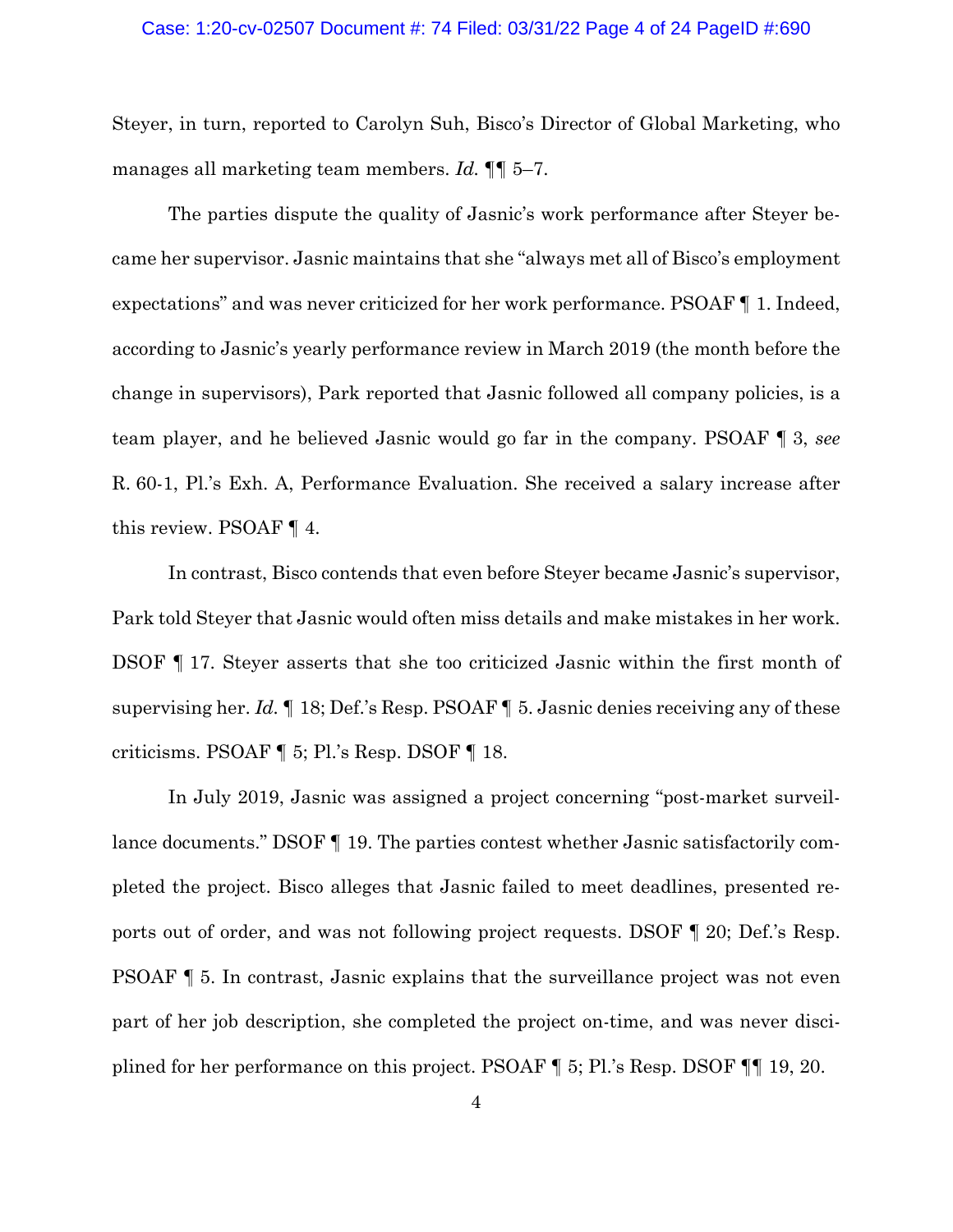Steyer, in turn, reported to Carolyn Suh, Bisco's Director of Global Marketing, who manages all marketing team members. *Id.* ¶¶ 5–7.

The parties dispute the quality of Jasnic's work performance after Steyer became her supervisor. Jasnic maintains that she "always met all of Bisco's employment expectations" and was never criticized for her work performance. PSOAF ¶ 1. Indeed, according to Jasnic's yearly performance review in March 2019 (the month before the change in supervisors), Park reported that Jasnic followed all company policies, is a team player, and he believed Jasnic would go far in the company. PSOAF ¶ 3, *see* R. 60-1, Pl.'s Exh. A, Performance Evaluation. She received a salary increase after this review. PSOAF ¶ 4.

In contrast, Bisco contends that even before Steyer became Jasnic's supervisor, Park told Steyer that Jasnic would often miss details and make mistakes in her work. DSOF ¶ 17. Steyer asserts that she too criticized Jasnic within the first month of supervising her. *Id.* ¶ 18; Def.'s Resp. PSOAF ¶ 5. Jasnic denies receiving any of these criticisms. PSOAF ¶ 5; Pl.'s Resp. DSOF ¶ 18.

In July 2019, Jasnic was assigned a project concerning "post-market surveillance documents." DSOF ¶ 19. The parties contest whether Jasnic satisfactorily completed the project. Bisco alleges that Jasnic failed to meet deadlines, presented reports out of order, and was not following project requests. DSOF ¶ 20; Def.'s Resp. PSOAF ¶ 5. In contrast, Jasnic explains that the surveillance project was not even part of her job description, she completed the project on-time, and was never disciplined for her performance on this project. PSOAF ¶ 5; Pl.'s Resp. DSOF ¶¶ 19, 20.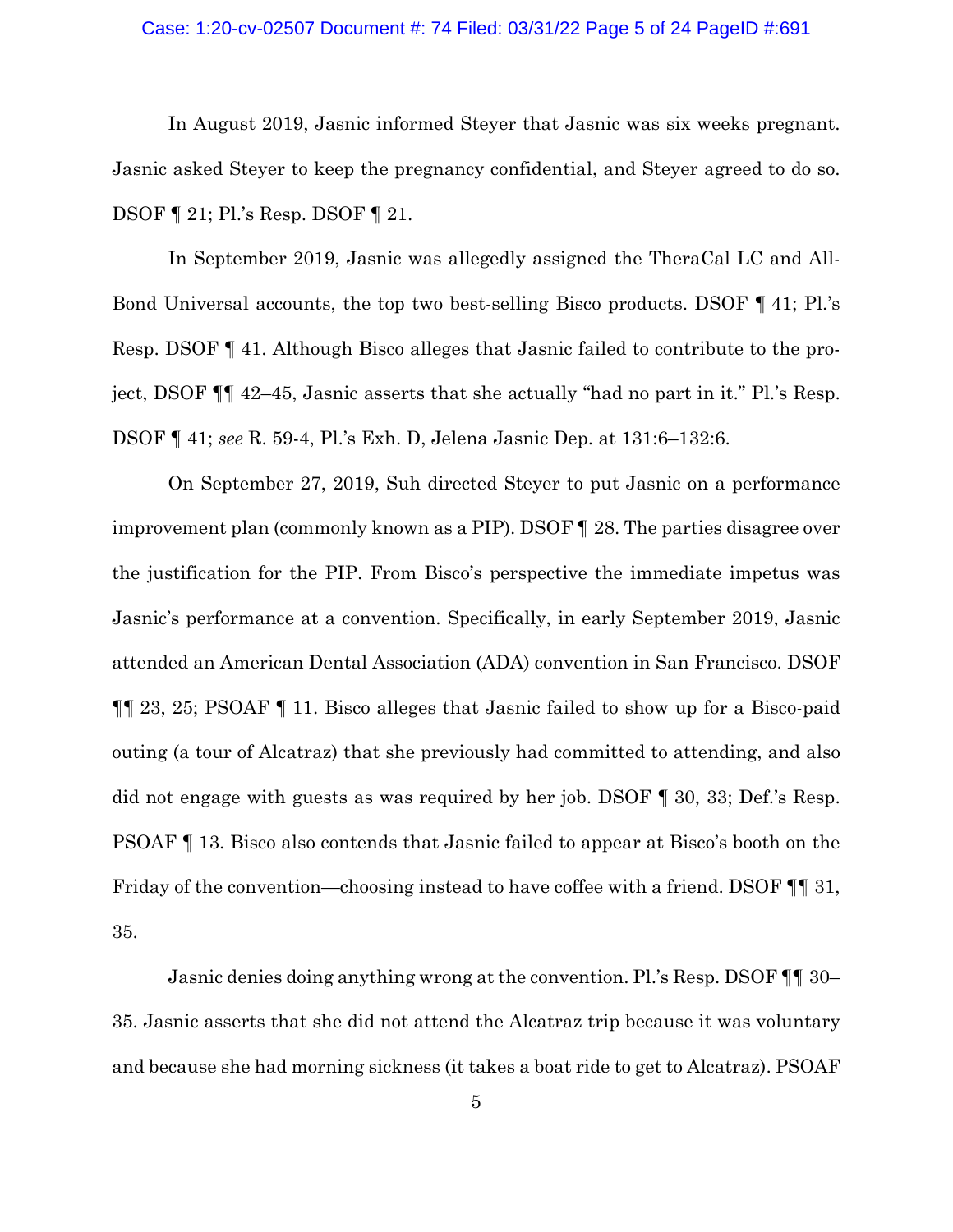In August 2019, Jasnic informed Steyer that Jasnic was six weeks pregnant. Jasnic asked Steyer to keep the pregnancy confidential, and Steyer agreed to do so. DSOF ¶ 21; Pl.'s Resp. DSOF ¶ 21.

In September 2019, Jasnic was allegedly assigned the TheraCal LC and All-Bond Universal accounts, the top two best-selling Bisco products. DSOF ¶ 41; Pl.'s Resp. DSOF ¶ 41. Although Bisco alleges that Jasnic failed to contribute to the project, DSOF ¶¶ 42–45, Jasnic asserts that she actually "had no part in it." Pl.'s Resp. DSOF ¶ 41; *see* R. 59-4, Pl.'s Exh. D, Jelena Jasnic Dep. at 131:6–132:6.

On September 27, 2019, Suh directed Steyer to put Jasnic on a performance improvement plan (commonly known as a PIP). DSOF ¶ 28. The parties disagree over the justification for the PIP. From Bisco's perspective the immediate impetus was Jasnic's performance at a convention. Specifically, in early September 2019, Jasnic attended an American Dental Association (ADA) convention in San Francisco. DSOF ¶¶ 23, 25; PSOAF ¶ 11. Bisco alleges that Jasnic failed to show up for a Bisco-paid outing (a tour of Alcatraz) that she previously had committed to attending, and also did not engage with guests as was required by her job. DSOF ¶ 30, 33; Def.'s Resp. PSOAF ¶ 13. Bisco also contends that Jasnic failed to appear at Bisco's booth on the Friday of the convention—choosing instead to have coffee with a friend. DSOF ¶¶ 31, 35.

Jasnic denies doing anything wrong at the convention. Pl.'s Resp. DSOF ¶¶ 30–35. Jasnic asserts that she did not attend the Alcatraz trip because it was voluntary and because she had morning sickness (it takes a boat ride to get to Alcatraz). PSOAF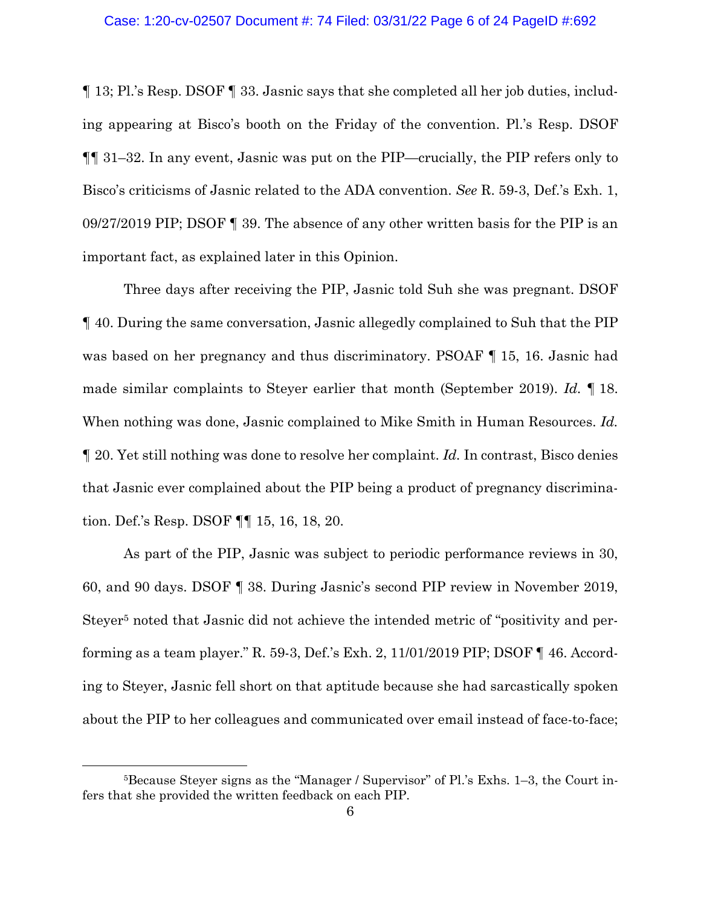¶ 13; Pl.'s Resp. DSOF ¶ 33. Jasnic says that she completed all her job duties, including appearing at Bisco's booth on the Friday of the convention. Pl.'s Resp. DSOF ¶¶ 31–32. In any event, Jasnic was put on the PIP—crucially, the PIP refers only to Bisco's criticisms of Jasnic related to the ADA convention. *See* R. 59-3, Def.'s Exh. 1, 09/27/2019 PIP; DSOF ¶ 39. The absence of any other written basis for the PIP is an important fact, as explained later in this Opinion.

Three days after receiving the PIP, Jasnic told Suh she was pregnant. DSOF ¶ 40. During the same conversation, Jasnic allegedly complained to Suh that the PIP was based on her pregnancy and thus discriminatory. PSOAF ¶ 15, 16. Jasnic had made similar complaints to Steyer earlier that month (September 2019). *Id.* ¶ 18. When nothing was done, Jasnic complained to Mike Smith in Human Resources. *Id.* ¶ 20. Yet still nothing was done to resolve her complaint. *Id.* In contrast, Bisco denies that Jasnic ever complained about the PIP being a product of pregnancy discrimination. Def.'s Resp. DSOF ¶¶ 15, 16, 18, 20.

As part of the PIP, Jasnic was subject to periodic performance reviews in 30, 60, and 90 days. DSOF ¶ 38. During Jasnic's second PIP review in November 2019, Steyer[5] noted that Jasnic did not achieve the intended metric of "positivity and performing as a team player." R. 59-3, Def.'s Exh. 2, 11/01/2019 PIP; DSOF ¶ 46. According to Steyer, Jasnic fell short on that aptitude because she had sarcastically spoken about the PIP to her colleagues and communicated over email instead of face-to-face;

---

[5]Because Steyer signs as the "Manager / Supervisor" of Pl.'s Exhs. 1–3, the Court infers that she provided the written feedback on each PIP.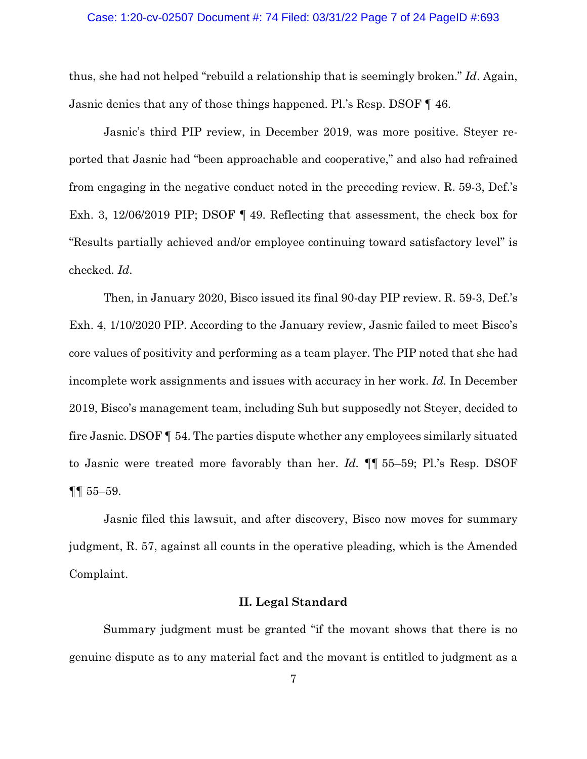thus, she had not helped "rebuild a relationship that is seemingly broken." *Id*. Again, Jasnic denies that any of those things happened. Pl.'s Resp. DSOF ¶ 46.

Jasnic's third PIP review, in December 2019, was more positive. Steyer reported that Jasnic had "been approachable and cooperative," and also had refrained from engaging in the negative conduct noted in the preceding review. R. 59-3, Def.'s Exh. 3, 12/06/2019 PIP; DSOF ¶ 49. Reflecting that assessment, the check box for "Results partially achieved and/or employee continuing toward satisfactory level" is checked. *Id*.

Then, in January 2020, Bisco issued its final 90-day PIP review. R. 59-3, Def.'s Exh. 4, 1/10/2020 PIP. According to the January review, Jasnic failed to meet Bisco's core values of positivity and performing as a team player. The PIP noted that she had incomplete work assignments and issues with accuracy in her work. *Id.* In December 2019, Bisco's management team, including Suh but supposedly not Steyer, decided to fire Jasnic. DSOF ¶ 54. The parties dispute whether any employees similarly situated to Jasnic were treated more favorably than her. *Id.* ¶¶ 55–59; Pl.'s Resp. DSOF ¶¶ 55–59.

Jasnic filed this lawsuit, and after discovery, Bisco now moves for summary judgment, R. 57, against all counts in the operative pleading, which is the Amended Complaint.

## II. Legal Standard

Summary judgment must be granted "if the movant shows that there is no genuine dispute as to any material fact and the movant is entitled to judgment as a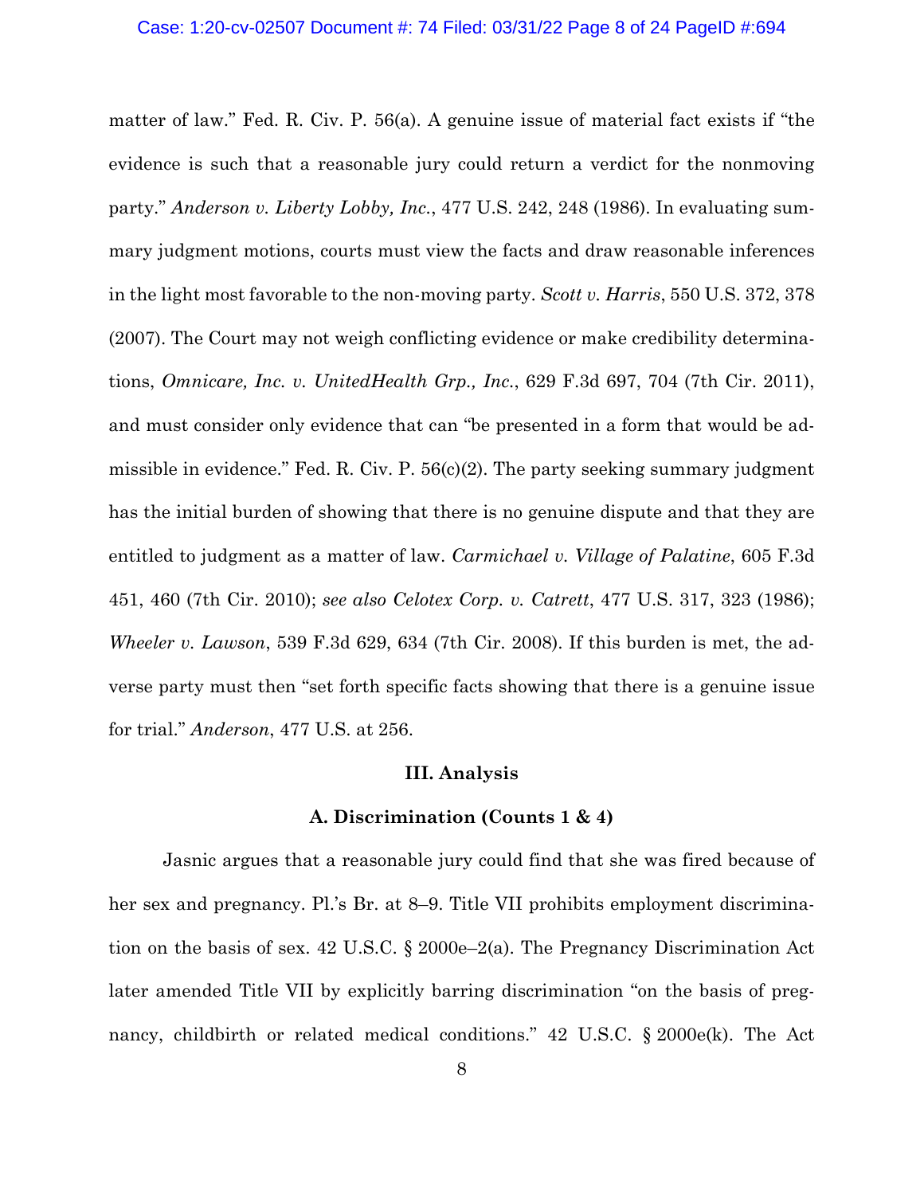matter of law." Fed. R. Civ. P. 56(a). A genuine issue of material fact exists if "the evidence is such that a reasonable jury could return a verdict for the nonmoving party." *Anderson v. Liberty Lobby, Inc.*, 477 U.S. 242, 248 (1986). In evaluating summary judgment motions, courts must view the facts and draw reasonable inferences in the light most favorable to the non-moving party. *Scott v. Harris*, 550 U.S. 372, 378 (2007). The Court may not weigh conflicting evidence or make credibility determinations, *Omnicare, Inc. v. UnitedHealth Grp., Inc.*, 629 F.3d 697, 704 (7th Cir. 2011), and must consider only evidence that can "be presented in a form that would be admissible in evidence." Fed. R. Civ. P. 56(c)(2). The party seeking summary judgment has the initial burden of showing that there is no genuine dispute and that they are entitled to judgment as a matter of law. *Carmichael v. Village of Palatine*, 605 F.3d 451, 460 (7th Cir. 2010); *see also Celotex Corp. v. Catrett*, 477 U.S. 317, 323 (1986); *Wheeler v. Lawson*, 539 F.3d 629, 634 (7th Cir. 2008). If this burden is met, the adverse party must then "set forth specific facts showing that there is a genuine issue for trial." *Anderson*, 477 U.S. at 256.

## III. Analysis

### A. Discrimination (Counts 1 & 4)

Jasnic argues that a reasonable jury could find that she was fired because of her sex and pregnancy. Pl.'s Br. at 8–9. Title VII prohibits employment discrimination on the basis of sex. 42 U.S.C. § 2000e–2(a). The Pregnancy Discrimination Act later amended Title VII by explicitly barring discrimination "on the basis of pregnancy, childbirth or related medical conditions." 42 U.S.C. § 2000e(k). The Act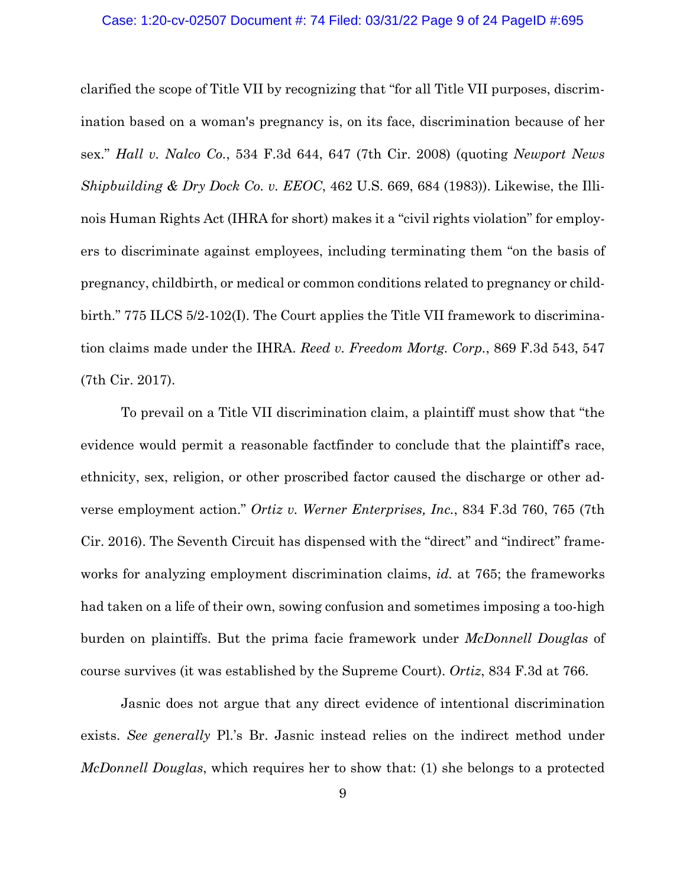clarified the scope of Title VII by recognizing that "for all Title VII purposes, discrimination based on a woman's pregnancy is, on its face, discrimination because of her sex." *Hall v. Nalco Co.*, 534 F.3d 644, 647 (7th Cir. 2008) (quoting *Newport News Shipbuilding & Dry Dock Co. v. EEOC*, 462 U.S. 669, 684 (1983)). Likewise, the Illinois Human Rights Act (IHRA for short) makes it a "civil rights violation" for employers to discriminate against employees, including terminating them "on the basis of pregnancy, childbirth, or medical or common conditions related to pregnancy or childbirth." 775 ILCS 5/2-102(I). The Court applies the Title VII framework to discrimination claims made under the IHRA. *Reed v. Freedom Mortg. Corp.*, 869 F.3d 543, 547 (7th Cir. 2017).

To prevail on a Title VII discrimination claim, a plaintiff must show that "the evidence would permit a reasonable factfinder to conclude that the plaintiff's race, ethnicity, sex, religion, or other proscribed factor caused the discharge or other adverse employment action." *Ortiz v. Werner Enterprises, Inc.*, 834 F.3d 760, 765 (7th Cir. 2016). The Seventh Circuit has dispensed with the "direct" and "indirect" frameworks for analyzing employment discrimination claims, *id.* at 765; the frameworks had taken on a life of their own, sowing confusion and sometimes imposing a too-high burden on plaintiffs. But the prima facie framework under *McDonnell Douglas* of course survives (it was established by the Supreme Court). *Ortiz*, 834 F.3d at 766.

Jasnic does not argue that any direct evidence of intentional discrimination exists. *See generally* Pl.'s Br. Jasnic instead relies on the indirect method under *McDonnell Douglas*, which requires her to show that: (1) she belongs to a protected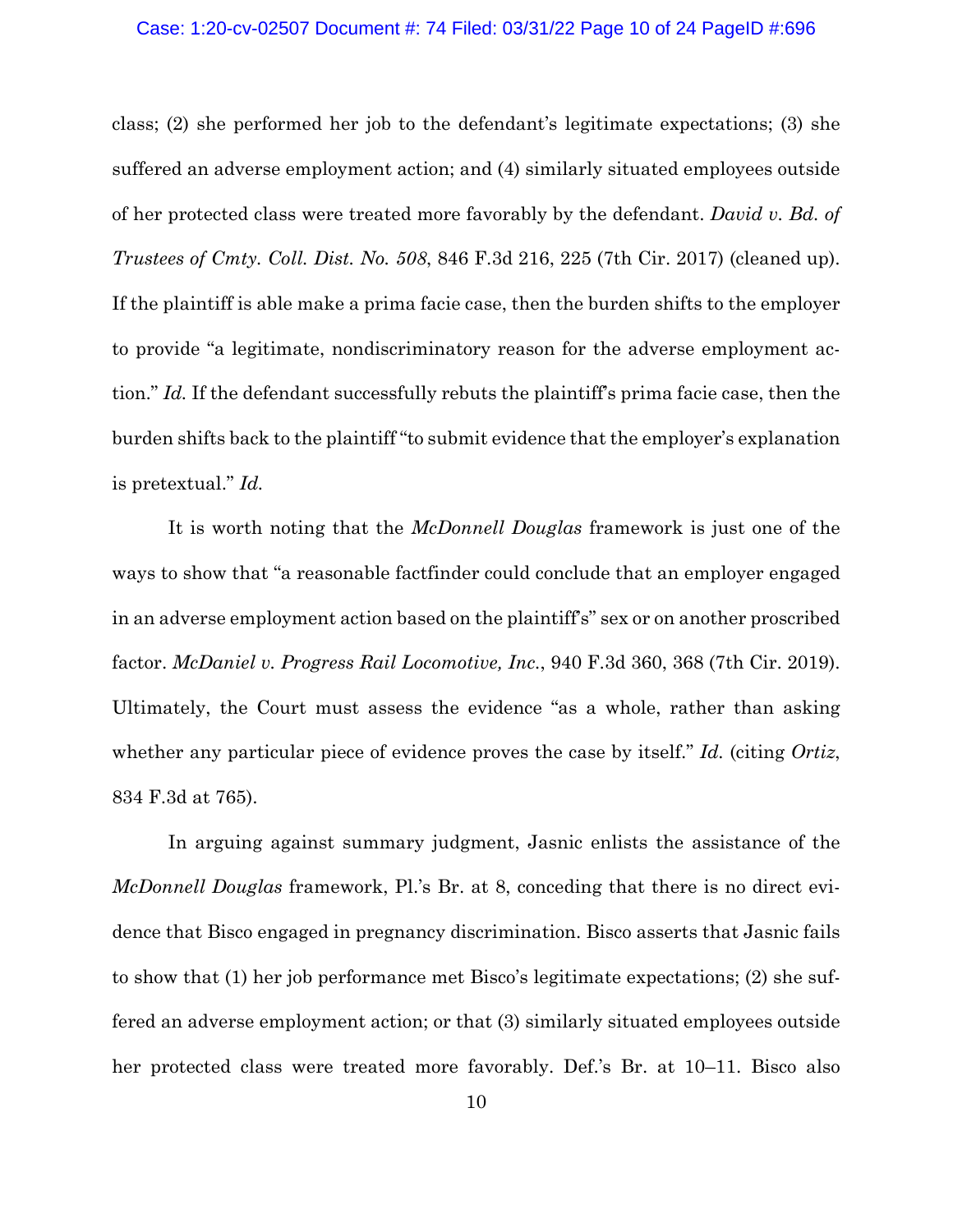class; (2) she performed her job to the defendant's legitimate expectations; (3) she suffered an adverse employment action; and (4) similarly situated employees outside of her protected class were treated more favorably by the defendant. *David v. Bd. of Trustees of Cmty. Coll. Dist. No. 508*, 846 F.3d 216, 225 (7th Cir. 2017) (cleaned up). If the plaintiff is able make a prima facie case, then the burden shifts to the employer to provide "a legitimate, nondiscriminatory reason for the adverse employment action." *Id.* If the defendant successfully rebuts the plaintiff's prima facie case, then the burden shifts back to the plaintiff "to submit evidence that the employer's explanation is pretextual." *Id.*

It is worth noting that the *McDonnell Douglas* framework is just one of the ways to show that "a reasonable factfinder could conclude that an employer engaged in an adverse employment action based on the plaintiff's" sex or on another proscribed factor. *McDaniel v. Progress Rail Locomotive, Inc.*, 940 F.3d 360, 368 (7th Cir. 2019). Ultimately, the Court must assess the evidence "as a whole, rather than asking whether any particular piece of evidence proves the case by itself." *Id.* (citing *Ortiz*, 834 F.3d at 765).

In arguing against summary judgment, Jasnic enlists the assistance of the *McDonnell Douglas* framework, Pl.'s Br. at 8, conceding that there is no direct evidence that Bisco engaged in pregnancy discrimination. Bisco asserts that Jasnic fails to show that (1) her job performance met Bisco's legitimate expectations; (2) she suffered an adverse employment action; or that (3) similarly situated employees outside her protected class were treated more favorably. Def.'s Br. at 10–11. Bisco also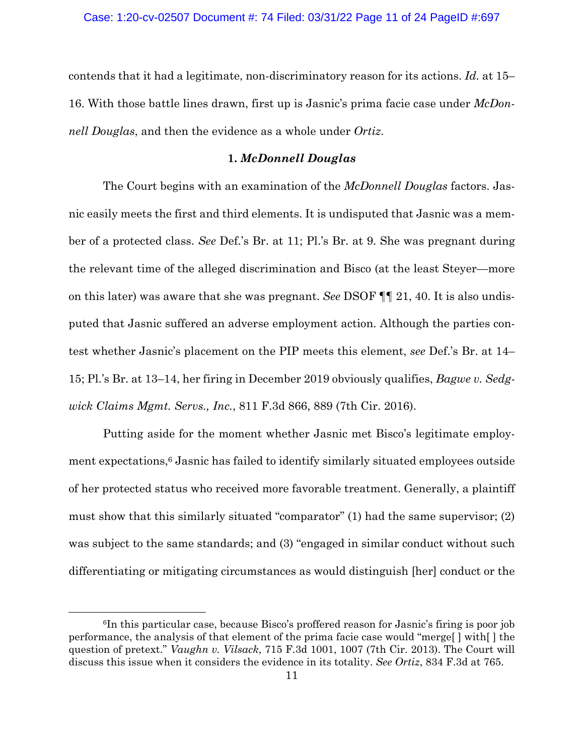contends that it had a legitimate, non-discriminatory reason for its actions. *Id.* at 15–16. With those battle lines drawn, first up is Jasnic's prima facie case under *McDonnell Douglas*, and then the evidence as a whole under *Ortiz*.

### 1. *McDonnell Douglas*

The Court begins with an examination of the *McDonnell Douglas* factors. Jasnic easily meets the first and third elements. It is undisputed that Jasnic was a member of a protected class. *See* Def.'s Br. at 11; Pl.'s Br. at 9. She was pregnant during the relevant time of the alleged discrimination and Bisco (at the least Steyer—more on this later) was aware that she was pregnant. *See* DSOF ¶¶ 21, 40. It is also undisputed that Jasnic suffered an adverse employment action. Although the parties contest whether Jasnic's placement on the PIP meets this element, *see* Def.'s Br. at 14–15; Pl.'s Br. at 13–14, her firing in December 2019 obviously qualifies, *Bagwe v. Sedgwick Claims Mgmt. Servs., Inc.*, 811 F.3d 866, 889 (7th Cir. 2016).

Putting aside for the moment whether Jasnic met Bisco's legitimate employment expectations,[6] Jasnic has failed to identify similarly situated employees outside of her protected status who received more favorable treatment. Generally, a plaintiff must show that this similarly situated "comparator" (1) had the same supervisor; (2) was subject to the same standards; and (3) "engaged in similar conduct without such differentiating or mitigating circumstances as would distinguish [her] conduct or the

---

[6]In this particular case, because Bisco's proffered reason for Jasnic's firing is poor job performance, the analysis of that element of the prima facie case would "merge[ ] with[ ] the question of pretext." *Vaughn v. Vilsack*, 715 F.3d 1001, 1007 (7th Cir. 2013). The Court will discuss this issue when it considers the evidence in its totality. *See Ortiz*, 834 F.3d at 765.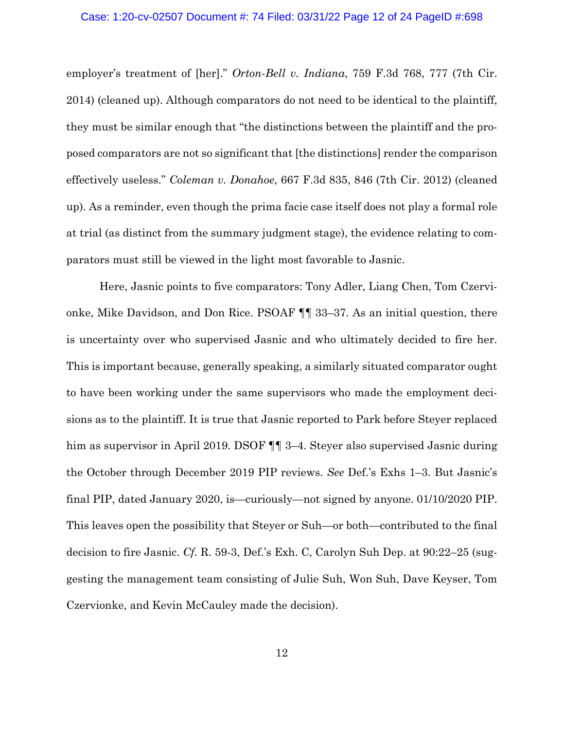employer's treatment of [her]." *Orton-Bell v. Indiana*, 759 F.3d 768, 777 (7th Cir. 2014) (cleaned up). Although comparators do not need to be identical to the plaintiff, they must be similar enough that "the distinctions between the plaintiff and the proposed comparators are not so significant that [the distinctions] render the comparison effectively useless." *Coleman v. Donahoe*, 667 F.3d 835, 846 (7th Cir. 2012) (cleaned up). As a reminder, even though the prima facie case itself does not play a formal role at trial (as distinct from the summary judgment stage), the evidence relating to comparators must still be viewed in the light most favorable to Jasnic.

Here, Jasnic points to five comparators: Tony Adler, Liang Chen, Tom Czervionke, Mike Davidson, and Don Rice. PSOAF ¶¶ 33–37. As an initial question, there is uncertainty over who supervised Jasnic and who ultimately decided to fire her. This is important because, generally speaking, a similarly situated comparator ought to have been working under the same supervisors who made the employment decisions as to the plaintiff. It is true that Jasnic reported to Park before Steyer replaced him as supervisor in April 2019. DSOF ¶¶ 3–4. Steyer also supervised Jasnic during the October through December 2019 PIP reviews. *See* Def.'s Exhs 1–3. But Jasnic's final PIP, dated January 2020, is—curiously—not signed by anyone. 01/10/2020 PIP. This leaves open the possibility that Steyer or Suh—or both—contributed to the final decision to fire Jasnic. *Cf.* R. 59-3, Def.'s Exh. C, Carolyn Suh Dep. at 90:22–25 (suggesting the management team consisting of Julie Suh, Won Suh, Dave Keyser, Tom Czervionke, and Kevin McCauley made the decision).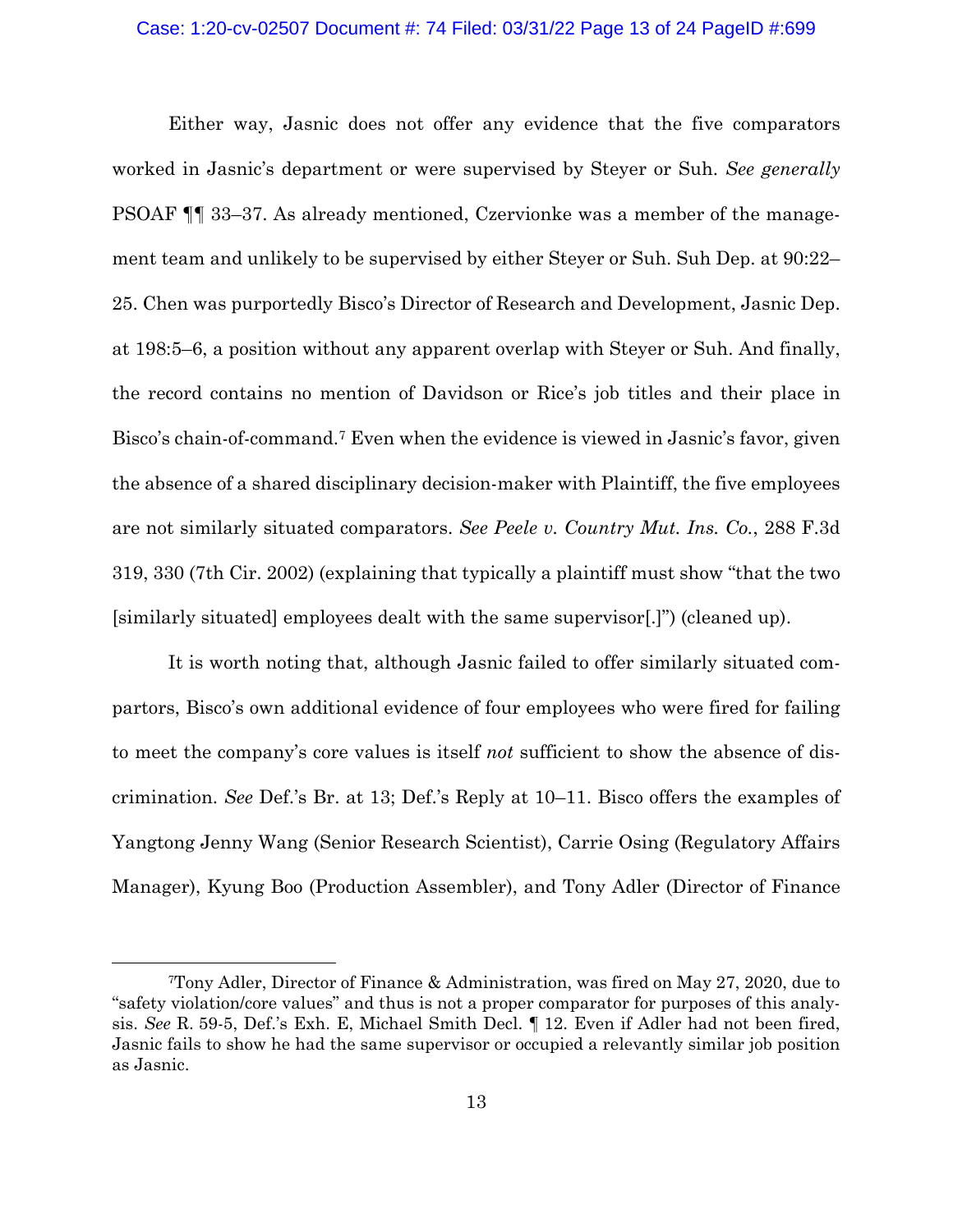Either way, Jasnic does not offer any evidence that the five comparators worked in Jasnic's department or were supervised by Steyer or Suh. *See generally* PSOAF ¶¶ 33–37. As already mentioned, Czervionke was a member of the management team and unlikely to be supervised by either Steyer or Suh. Suh Dep. at 90:22–25. Chen was purportedly Bisco's Director of Research and Development, Jasnic Dep. at 198:5–6, a position without any apparent overlap with Steyer or Suh. And finally, the record contains no mention of Davidson or Rice's job titles and their place in Bisco's chain-of-command.[7] Even when the evidence is viewed in Jasnic's favor, given the absence of a shared disciplinary decision-maker with Plaintiff, the five employees are not similarly situated comparators. *See Peele v. Country Mut. Ins. Co.*, 288 F.3d 319, 330 (7th Cir. 2002) (explaining that typically a plaintiff must show "that the two [similarly situated] employees dealt with the same supervisor[.]") (cleaned up).

It is worth noting that, although Jasnic failed to offer similarly situated comparators, Bisco's own additional evidence of four employees who were fired for failing to meet the company's core values is itself *not* sufficient to show the absence of discrimination. *See* Def.'s Br. at 13; Def.'s Reply at 10–11. Bisco offers the examples of Yangtong Jenny Wang (Senior Research Scientist), Carrie Osing (Regulatory Affairs Manager), Kyung Boo (Production Assembler), and Tony Adler (Director of Finance

---

[7] Tony Adler, Director of Finance & Administration, was fired on May 27, 2020, due to "safety violation/core values" and thus is not a proper comparator for purposes of this analysis. *See* R. 59-5, Def.'s Exh. E, Michael Smith Decl. ¶ 12. Even if Adler had not been fired, Jasnic fails to show he had the same supervisor or occupied a relevantly similar job position as Jasnic.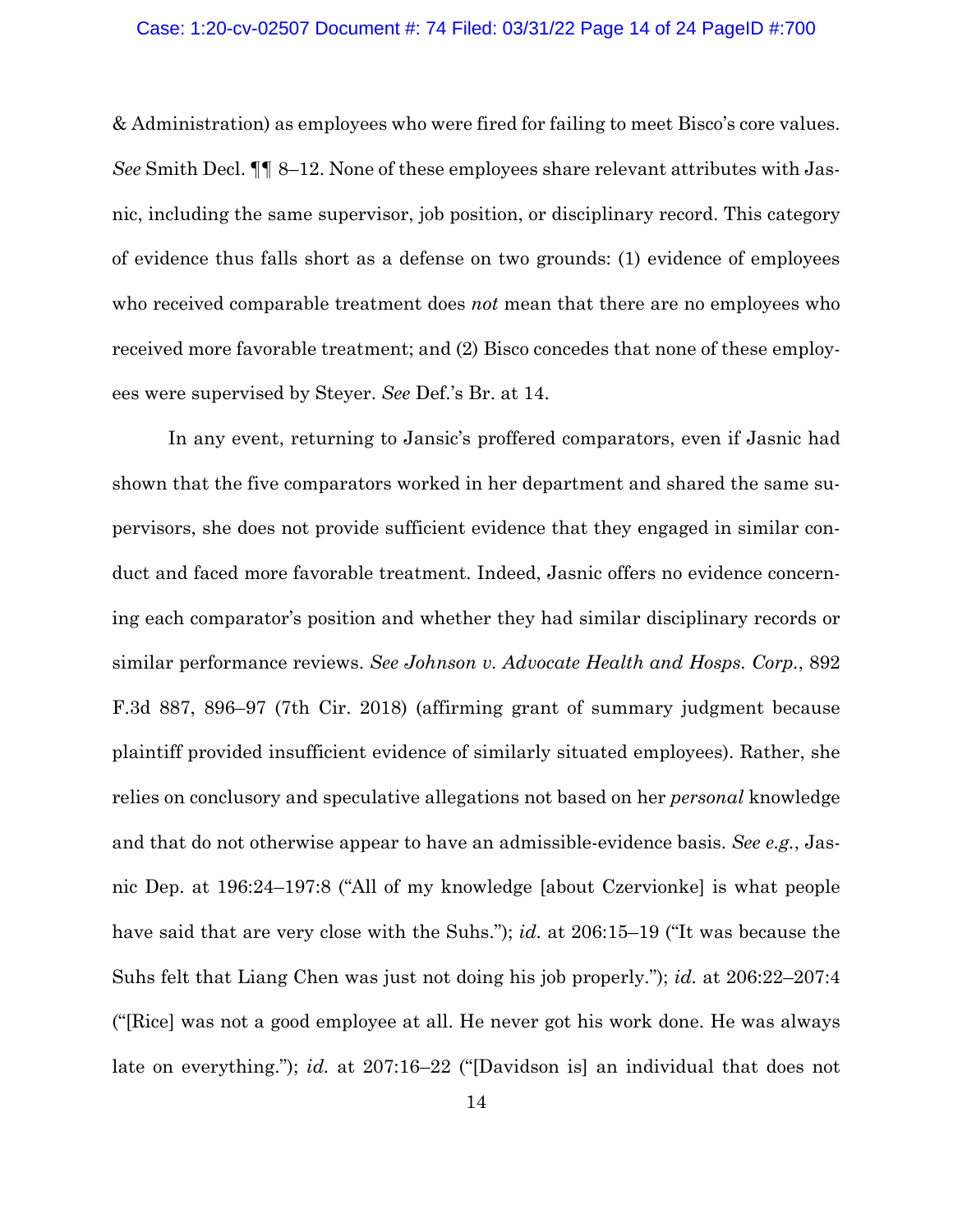& Administration) as employees who were fired for failing to meet Bisco's core values. *See* Smith Decl. ¶¶ 8–12. None of these employees share relevant attributes with Jasnic, including the same supervisor, job position, or disciplinary record. This category of evidence thus falls short as a defense on two grounds: (1) evidence of employees who received comparable treatment does *not* mean that there are no employees who received more favorable treatment; and (2) Bisco concedes that none of these employees were supervised by Steyer. *See* Def.'s Br. at 14.

In any event, returning to Jansic's proffered comparators, even if Jasnic had shown that the five comparators worked in her department and shared the same supervisors, she does not provide sufficient evidence that they engaged in similar conduct and faced more favorable treatment. Indeed, Jasnic offers no evidence concerning each comparator's position and whether they had similar disciplinary records or similar performance reviews. *See Johnson v. Advocate Health and Hosps. Corp.*, 892 F.3d 887, 896–97 (7th Cir. 2018) (affirming grant of summary judgment because plaintiff provided insufficient evidence of similarly situated employees). Rather, she relies on conclusory and speculative allegations not based on her *personal* knowledge and that do not otherwise appear to have an admissible-evidence basis. *See e.g.*, Jasnic Dep. at 196:24–197:8 ("All of my knowledge [about Czervionke] is what people have said that are very close with the Suhs."); *id.* at 206:15–19 ("It was because the Suhs felt that Liang Chen was just not doing his job properly."); *id.* at 206:22–207:4 ("[Rice] was not a good employee at all. He never got his work done. He was always late on everything."); *id.* at 207:16–22 ("[Davidson is] an individual that does not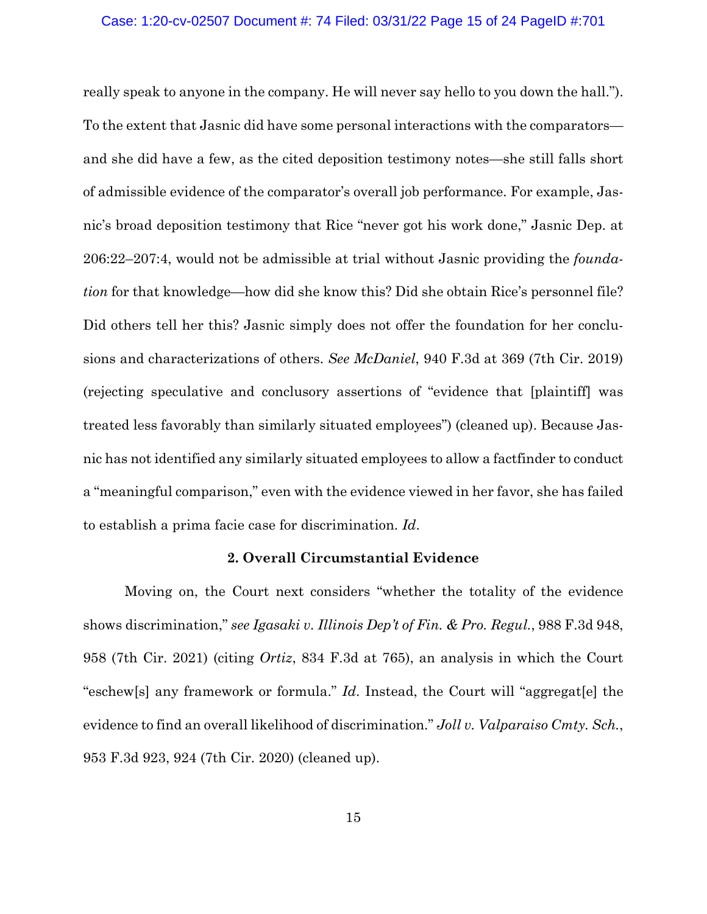really speak to anyone in the company. He will never say hello to you down the hall."). To the extent that Jasnic did have some personal interactions with the comparators—and she did have a few, as the cited deposition testimony notes—she still falls short of admissible evidence of the comparator's overall job performance. For example, Jasnic's broad deposition testimony that Rice "never got his work done," Jasnic Dep. at 206:22–207:4, would not be admissible at trial without Jasnic providing the *foundation* for that knowledge—how did she know this? Did she obtain Rice's personnel file? Did others tell her this? Jasnic simply does not offer the foundation for her conclusions and characterizations of others. *See McDaniel*, 940 F.3d at 369 (7th Cir. 2019) (rejecting speculative and conclusory assertions of "evidence that [plaintiff] was treated less favorably than similarly situated employees") (cleaned up). Because Jasnic has not identified any similarly situated employees to allow a factfinder to conduct a "meaningful comparison," even with the evidence viewed in her favor, she has failed to establish a prima facie case for discrimination. *Id*.

**2. Overall Circumstantial Evidence**

Moving on, the Court next considers "whether the totality of the evidence shows discrimination," *see Igasaki v. Illinois Dep't of Fin. & Pro. Regul.*, 988 F.3d 948, 958 (7th Cir. 2021) (citing *Ortiz*, 834 F.3d at 765), an analysis in which the Court "eschew[s] any framework or formula." *Id*. Instead, the Court will "aggregat[e] the evidence to find an overall likelihood of discrimination." *Joll v. Valparaiso Cmty. Sch.*, 953 F.3d 923, 924 (7th Cir. 2020) (cleaned up).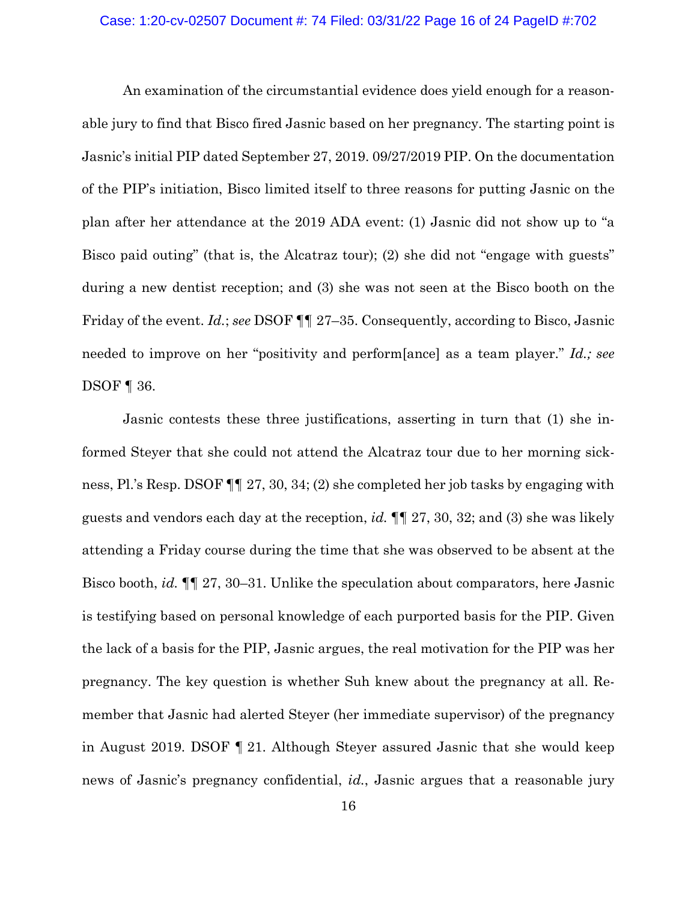An examination of the circumstantial evidence does yield enough for a reasonable jury to find that Bisco fired Jasnic based on her pregnancy. The starting point is Jasnic's initial PIP dated September 27, 2019. 09/27/2019 PIP. On the documentation of the PIP's initiation, Bisco limited itself to three reasons for putting Jasnic on the plan after her attendance at the 2019 ADA event: (1) Jasnic did not show up to "a Bisco paid outing" (that is, the Alcatraz tour); (2) she did not "engage with guests" during a new dentist reception; and (3) she was not seen at the Bisco booth on the Friday of the event. *Id.*; *see* DSOF ¶¶ 27–35. Consequently, according to Bisco, Jasnic needed to improve on her "positivity and perform[ance] as a team player." *Id.; see* DSOF ¶ 36.

Jasnic contests these three justifications, asserting in turn that (1) she informed Steyer that she could not attend the Alcatraz tour due to her morning sickness, Pl.'s Resp. DSOF ¶¶ 27, 30, 34; (2) she completed her job tasks by engaging with guests and vendors each day at the reception, *id.* ¶¶ 27, 30, 32; and (3) she was likely attending a Friday course during the time that she was observed to be absent at the Bisco booth, *id.* ¶¶ 27, 30–31. Unlike the speculation about comparators, here Jasnic is testifying based on personal knowledge of each purported basis for the PIP. Given the lack of a basis for the PIP, Jasnic argues, the real motivation for the PIP was her pregnancy. The key question is whether Suh knew about the pregnancy at all. Remember that Jasnic had alerted Steyer (her immediate supervisor) of the pregnancy in August 2019. DSOF ¶ 21. Although Steyer assured Jasnic that she would keep news of Jasnic's pregnancy confidential, *id.*, Jasnic argues that a reasonable jury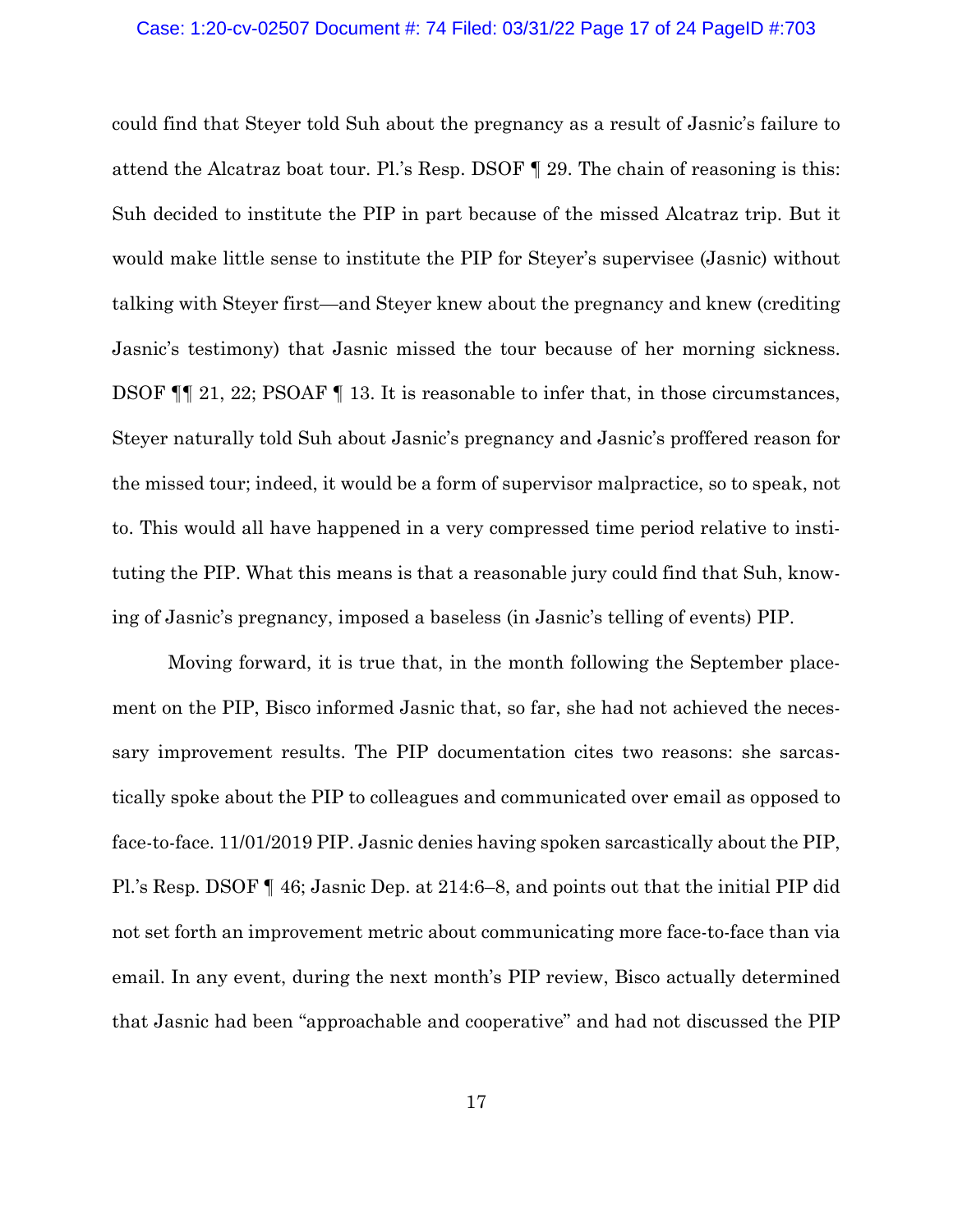could find that Steyer told Suh about the pregnancy as a result of Jasnic's failure to attend the Alcatraz boat tour. Pl.'s Resp. DSOF ¶ 29. The chain of reasoning is this: Suh decided to institute the PIP in part because of the missed Alcatraz trip. But it would make little sense to institute the PIP for Steyer's supervisee (Jasnic) without talking with Steyer first—and Steyer knew about the pregnancy and knew (crediting Jasnic's testimony) that Jasnic missed the tour because of her morning sickness. DSOF ¶¶ 21, 22; PSOAF ¶ 13. It is reasonable to infer that, in those circumstances, Steyer naturally told Suh about Jasnic's pregnancy and Jasnic's proffered reason for the missed tour; indeed, it would be a form of supervisor malpractice, so to speak, not to. This would all have happened in a very compressed time period relative to instituting the PIP. What this means is that a reasonable jury could find that Suh, knowing of Jasnic's pregnancy, imposed a baseless (in Jasnic's telling of events) PIP.

Moving forward, it is true that, in the month following the September placement on the PIP, Bisco informed Jasnic that, so far, she had not achieved the necessary improvement results. The PIP documentation cites two reasons: she sarcastically spoke about the PIP to colleagues and communicated over email as opposed to face-to-face. 11/01/2019 PIP. Jasnic denies having spoken sarcastically about the PIP, Pl.'s Resp. DSOF ¶ 46; Jasnic Dep. at 214:6–8, and points out that the initial PIP did not set forth an improvement metric about communicating more face-to-face than via email. In any event, during the next month's PIP review, Bisco actually determined that Jasnic had been "approachable and cooperative" and had not discussed the PIP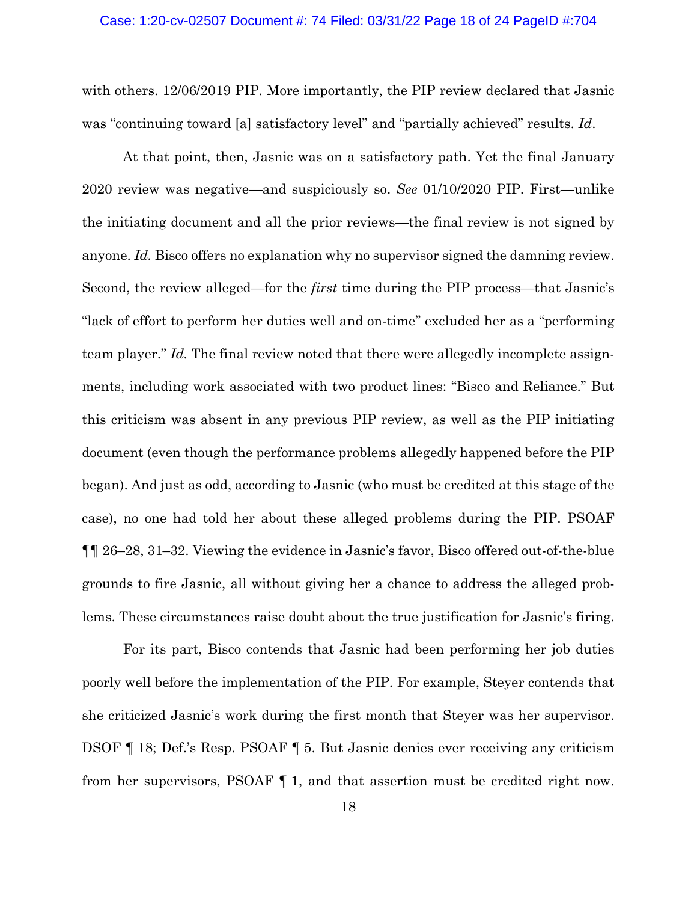with others. 12/06/2019 PIP. More importantly, the PIP review declared that Jasnic was "continuing toward [a] satisfactory level" and "partially achieved" results. *Id*.

At that point, then, Jasnic was on a satisfactory path. Yet the final January 2020 review was negative—and suspiciously so. *See* 01/10/2020 PIP. First—unlike the initiating document and all the prior reviews—the final review is not signed by anyone. *Id.* Bisco offers no explanation why no supervisor signed the damning review. Second, the review alleged—for the *first* time during the PIP process—that Jasnic's "lack of effort to perform her duties well and on-time" excluded her as a "performing team player." *Id.* The final review noted that there were allegedly incomplete assignments, including work associated with two product lines: "Bisco and Reliance." But this criticism was absent in any previous PIP review, as well as the PIP initiating document (even though the performance problems allegedly happened before the PIP began). And just as odd, according to Jasnic (who must be credited at this stage of the case), no one had told her about these alleged problems during the PIP. PSOAF ¶¶ 26–28, 31–32. Viewing the evidence in Jasnic's favor, Bisco offered out-of-the-blue grounds to fire Jasnic, all without giving her a chance to address the alleged problems. These circumstances raise doubt about the true justification for Jasnic's firing.

For its part, Bisco contends that Jasnic had been performing her job duties poorly well before the implementation of the PIP. For example, Steyer contends that she criticized Jasnic's work during the first month that Steyer was her supervisor. DSOF ¶ 18; Def.'s Resp. PSOAF ¶ 5. But Jasnic denies ever receiving any criticism from her supervisors, PSOAF ¶ 1, and that assertion must be credited right now.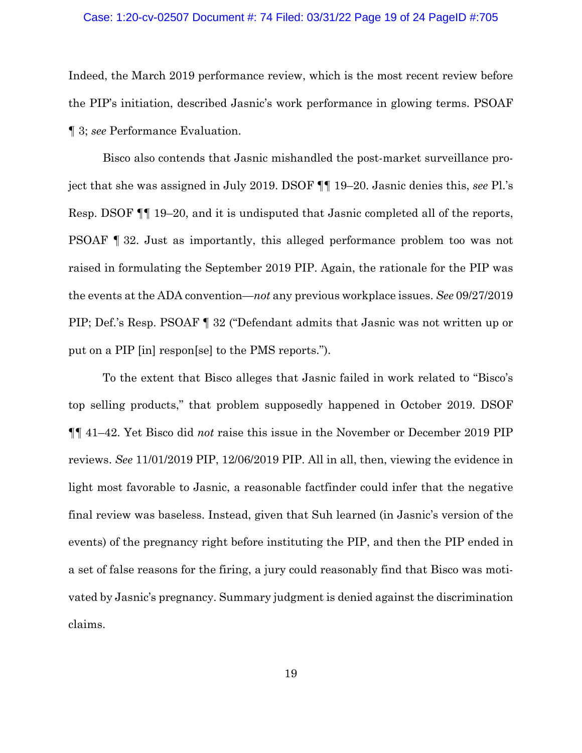Indeed, the March 2019 performance review, which is the most recent review before the PIP's initiation, described Jasnic's work performance in glowing terms. PSOAF ¶ 3; *see* Performance Evaluation.

Bisco also contends that Jasnic mishandled the post-market surveillance project that she was assigned in July 2019. DSOF ¶¶ 19–20. Jasnic denies this, *see* Pl.'s Resp. DSOF ¶¶ 19–20, and it is undisputed that Jasnic completed all of the reports, PSOAF ¶ 32. Just as importantly, this alleged performance problem too was not raised in formulating the September 2019 PIP. Again, the rationale for the PIP was the events at the ADA convention—*not* any previous workplace issues. *See* 09/27/2019 PIP; Def.'s Resp. PSOAF ¶ 32 ("Defendant admits that Jasnic was not written up or put on a PIP [in] respon[se] to the PMS reports.").

To the extent that Bisco alleges that Jasnic failed in work related to "Bisco's top selling products," that problem supposedly happened in October 2019. DSOF ¶¶ 41–42. Yet Bisco did *not* raise this issue in the November or December 2019 PIP reviews. *See* 11/01/2019 PIP, 12/06/2019 PIP. All in all, then, viewing the evidence in light most favorable to Jasnic, a reasonable factfinder could infer that the negative final review was baseless. Instead, given that Suh learned (in Jasnic's version of the events) of the pregnancy right before instituting the PIP, and then the PIP ended in a set of false reasons for the firing, a jury could reasonably find that Bisco was motivated by Jasnic's pregnancy. Summary judgment is denied against the discrimination claims.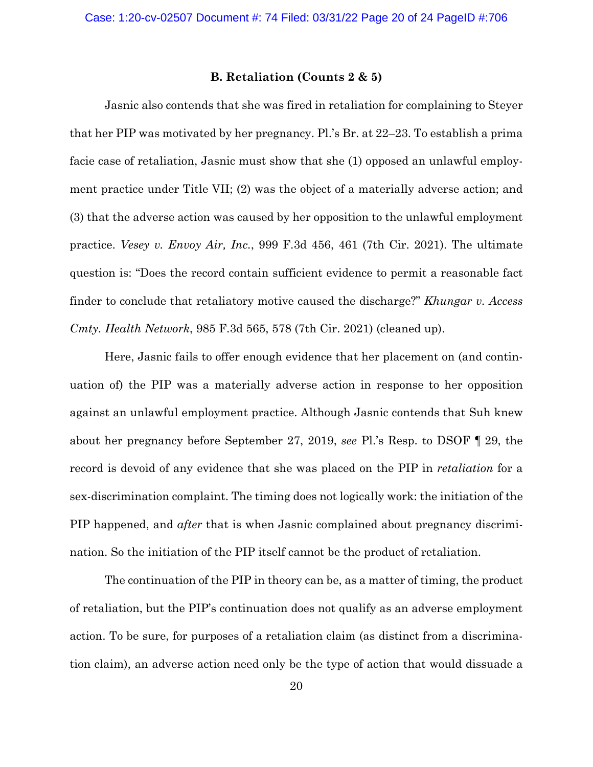### B. Retaliation (Counts 2 & 5)

Jasnic also contends that she was fired in retaliation for complaining to Steyer that her PIP was motivated by her pregnancy. Pl.'s Br. at 22–23. To establish a prima facie case of retaliation, Jasnic must show that she (1) opposed an unlawful employment practice under Title VII; (2) was the object of a materially adverse action; and (3) that the adverse action was caused by her opposition to the unlawful employment practice. *Vesey v. Envoy Air, Inc.*, 999 F.3d 456, 461 (7th Cir. 2021). The ultimate question is: "Does the record contain sufficient evidence to permit a reasonable fact finder to conclude that retaliatory motive caused the discharge?" *Khungar v. Access Cmty. Health Network*, 985 F.3d 565, 578 (7th Cir. 2021) (cleaned up).

Here, Jasnic fails to offer enough evidence that her placement on (and continuation of) the PIP was a materially adverse action in response to her opposition against an unlawful employment practice. Although Jasnic contends that Suh knew about her pregnancy before September 27, 2019, *see* Pl.'s Resp. to DSOF ¶ 29, the record is devoid of any evidence that she was placed on the PIP in *retaliation* for a sex-discrimination complaint. The timing does not logically work: the initiation of the PIP happened, and *after* that is when Jasnic complained about pregnancy discrimination. So the initiation of the PIP itself cannot be the product of retaliation.

The continuation of the PIP in theory can be, as a matter of timing, the product of retaliation, but the PIP's continuation does not qualify as an adverse employment action. To be sure, for purposes of a retaliation claim (as distinct from a discrimination claim), an adverse action need only be the type of action that would dissuade a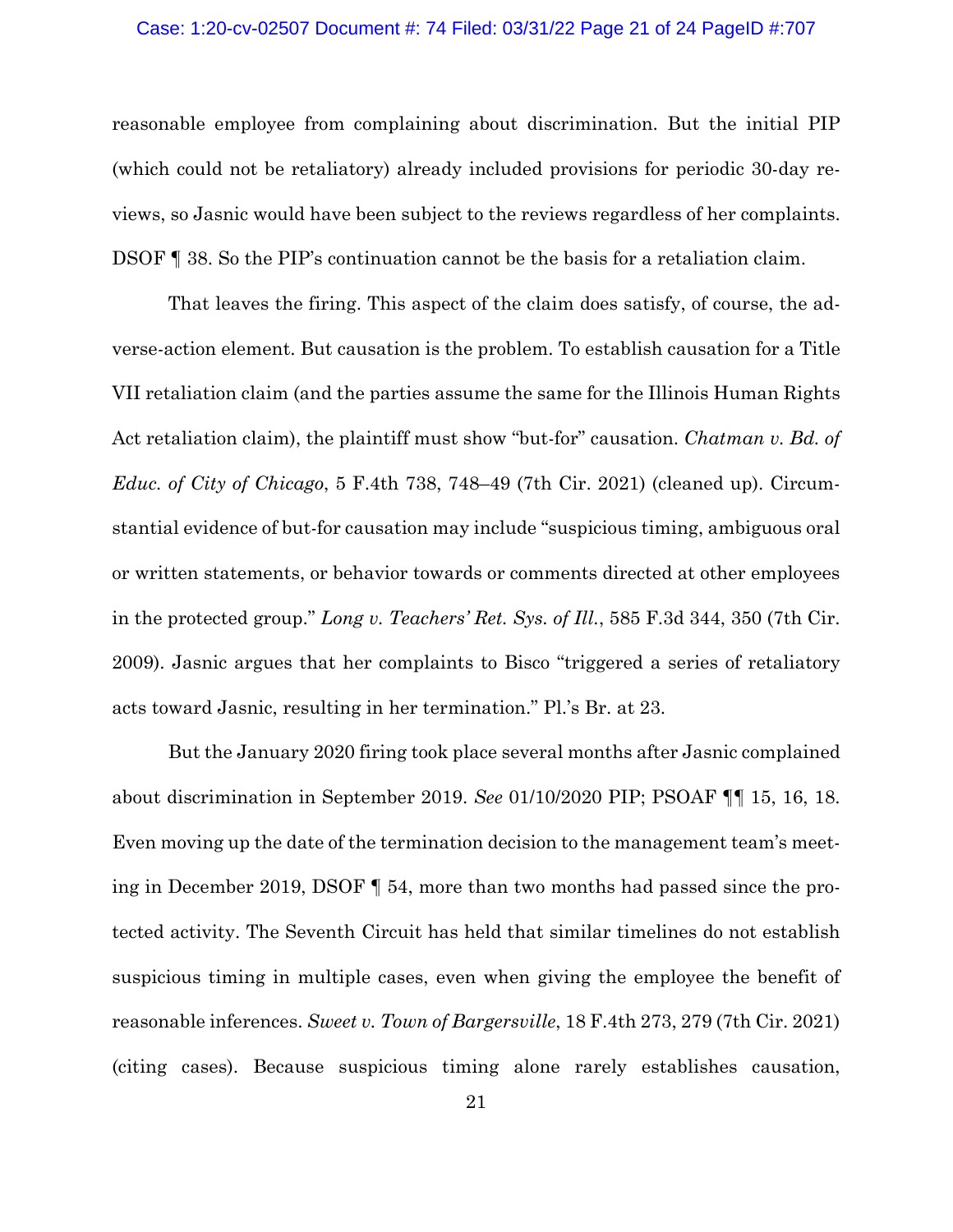reasonable employee from complaining about discrimination. But the initial PIP (which could not be retaliatory) already included provisions for periodic 30-day reviews, so Jasnic would have been subject to the reviews regardless of her complaints. DSOF ¶ 38. So the PIP's continuation cannot be the basis for a retaliation claim.

That leaves the firing. This aspect of the claim does satisfy, of course, the adverse-action element. But causation is the problem. To establish causation for a Title VII retaliation claim (and the parties assume the same for the Illinois Human Rights Act retaliation claim), the plaintiff must show "but-for" causation. *Chatman v. Bd. of Educ. of City of Chicago*, 5 F.4th 738, 748–49 (7th Cir. 2021) (cleaned up). Circumstantial evidence of but-for causation may include "suspicious timing, ambiguous oral or written statements, or behavior towards or comments directed at other employees in the protected group." *Long v. Teachers' Ret. Sys. of Ill.*, 585 F.3d 344, 350 (7th Cir. 2009). Jasnic argues that her complaints to Bisco "triggered a series of retaliatory acts toward Jasnic, resulting in her termination." Pl.'s Br. at 23.

But the January 2020 firing took place several months after Jasnic complained about discrimination in September 2019. *See* 01/10/2020 PIP; PSOAF ¶¶ 15, 16, 18. Even moving up the date of the termination decision to the management team's meeting in December 2019, DSOF ¶ 54, more than two months had passed since the protected activity. The Seventh Circuit has held that similar timelines do not establish suspicious timing in multiple cases, even when giving the employee the benefit of reasonable inferences. *Sweet v. Town of Bargersville*, 18 F.4th 273, 279 (7th Cir. 2021) (citing cases). Because suspicious timing alone rarely establishes causation,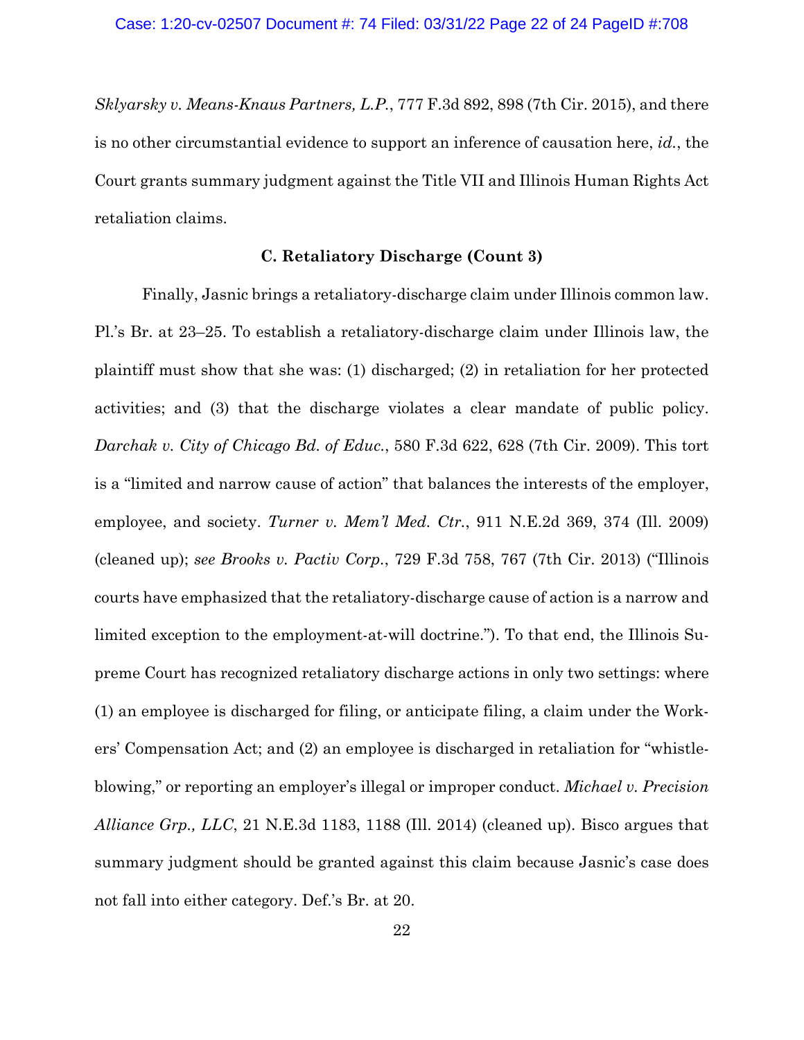*Sklyarsky v. Means-Knaus Partners, L.P.*, 777 F.3d 892, 898 (7th Cir. 2015), and there is no other circumstantial evidence to support an inference of causation here, *id.*, the Court grants summary judgment against the Title VII and Illinois Human Rights Act retaliation claims.

### C. Retaliatory Discharge (Count 3)

Finally, Jasnic brings a retaliatory-discharge claim under Illinois common law. Pl.'s Br. at 23–25. To establish a retaliatory-discharge claim under Illinois law, the plaintiff must show that she was: (1) discharged; (2) in retaliation for her protected activities; and (3) that the discharge violates a clear mandate of public policy. *Darchak v. City of Chicago Bd. of Educ.*, 580 F.3d 622, 628 (7th Cir. 2009). This tort is a "limited and narrow cause of action" that balances the interests of the employer, employee, and society. *Turner v. Mem'l Med. Ctr.*, 911 N.E.2d 369, 374 (Ill. 2009) (cleaned up); *see Brooks v. Pactiv Corp.*, 729 F.3d 758, 767 (7th Cir. 2013) ("Illinois courts have emphasized that the retaliatory-discharge cause of action is a narrow and limited exception to the employment-at-will doctrine."). To that end, the Illinois Supreme Court has recognized retaliatory discharge actions in only two settings: where (1) an employee is discharged for filing, or anticipate filing, a claim under the Workers' Compensation Act; and (2) an employee is discharged in retaliation for "whistleblowing," or reporting an employer's illegal or improper conduct. *Michael v. Precision Alliance Grp., LLC*, 21 N.E.3d 1183, 1188 (Ill. 2014) (cleaned up). Bisco argues that summary judgment should be granted against this claim because Jasnic's case does not fall into either category. Def.'s Br. at 20.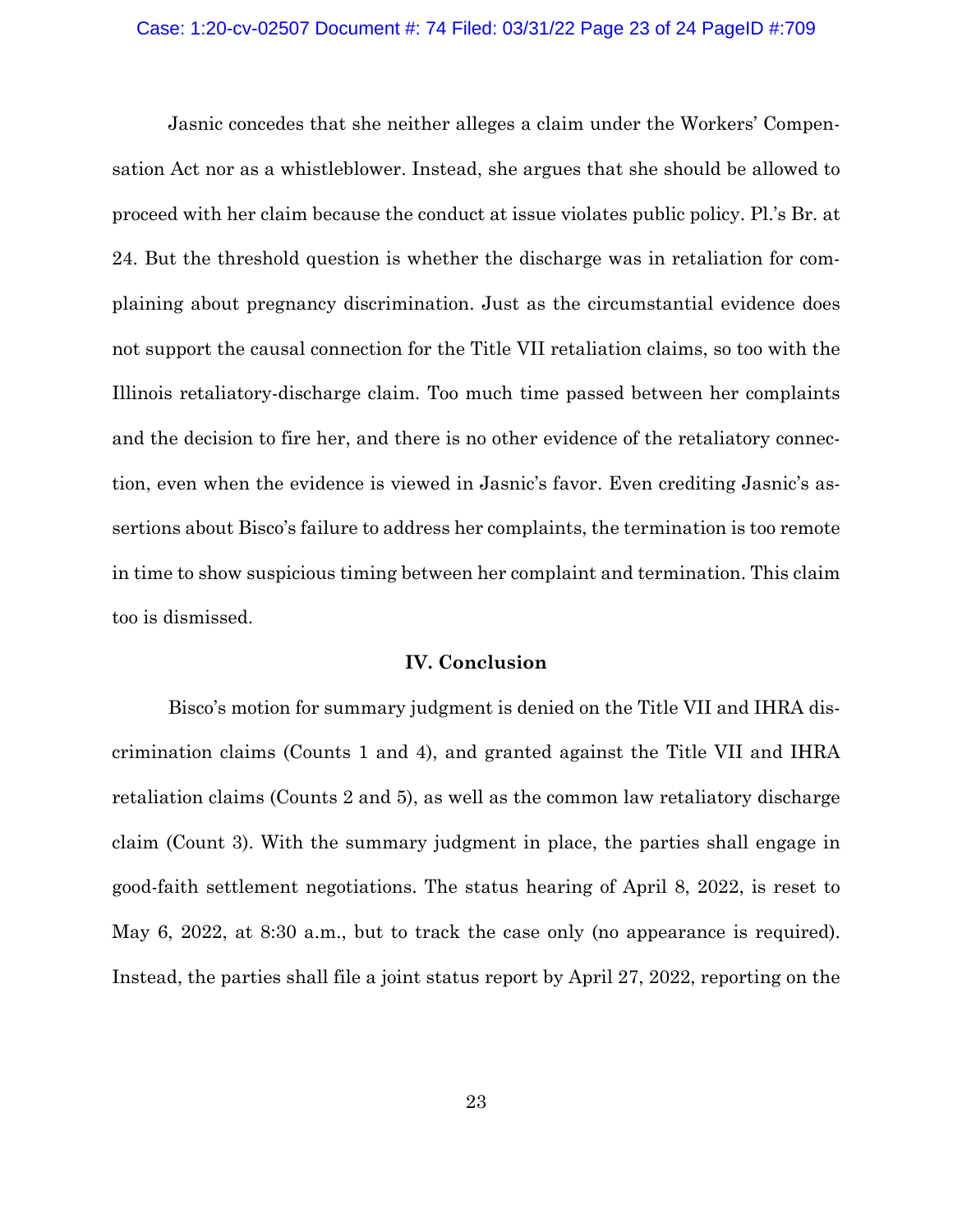Jasnic concedes that she neither alleges a claim under the Workers' Compensation Act nor as a whistleblower. Instead, she argues that she should be allowed to proceed with her claim because the conduct at issue violates public policy. Pl.'s Br. at 24. But the threshold question is whether the discharge was in retaliation for complaining about pregnancy discrimination. Just as the circumstantial evidence does not support the causal connection for the Title VII retaliation claims, so too with the Illinois retaliatory-discharge claim. Too much time passed between her complaints and the decision to fire her, and there is no other evidence of the retaliatory connection, even when the evidence is viewed in Jasnic's favor. Even crediting Jasnic's assertions about Bisco's failure to address her complaints, the termination is too remote in time to show suspicious timing between her complaint and termination. This claim too is dismissed.

## IV. Conclusion

Bisco's motion for summary judgment is denied on the Title VII and IHRA discrimination claims (Counts 1 and 4), and granted against the Title VII and IHRA retaliation claims (Counts 2 and 5), as well as the common law retaliatory discharge claim (Count 3). With the summary judgment in place, the parties shall engage in good-faith settlement negotiations. The status hearing of April 8, 2022, is reset to May 6, 2022, at 8:30 a.m., but to track the case only (no appearance is required). Instead, the parties shall file a joint status report by April 27, 2022, reporting on the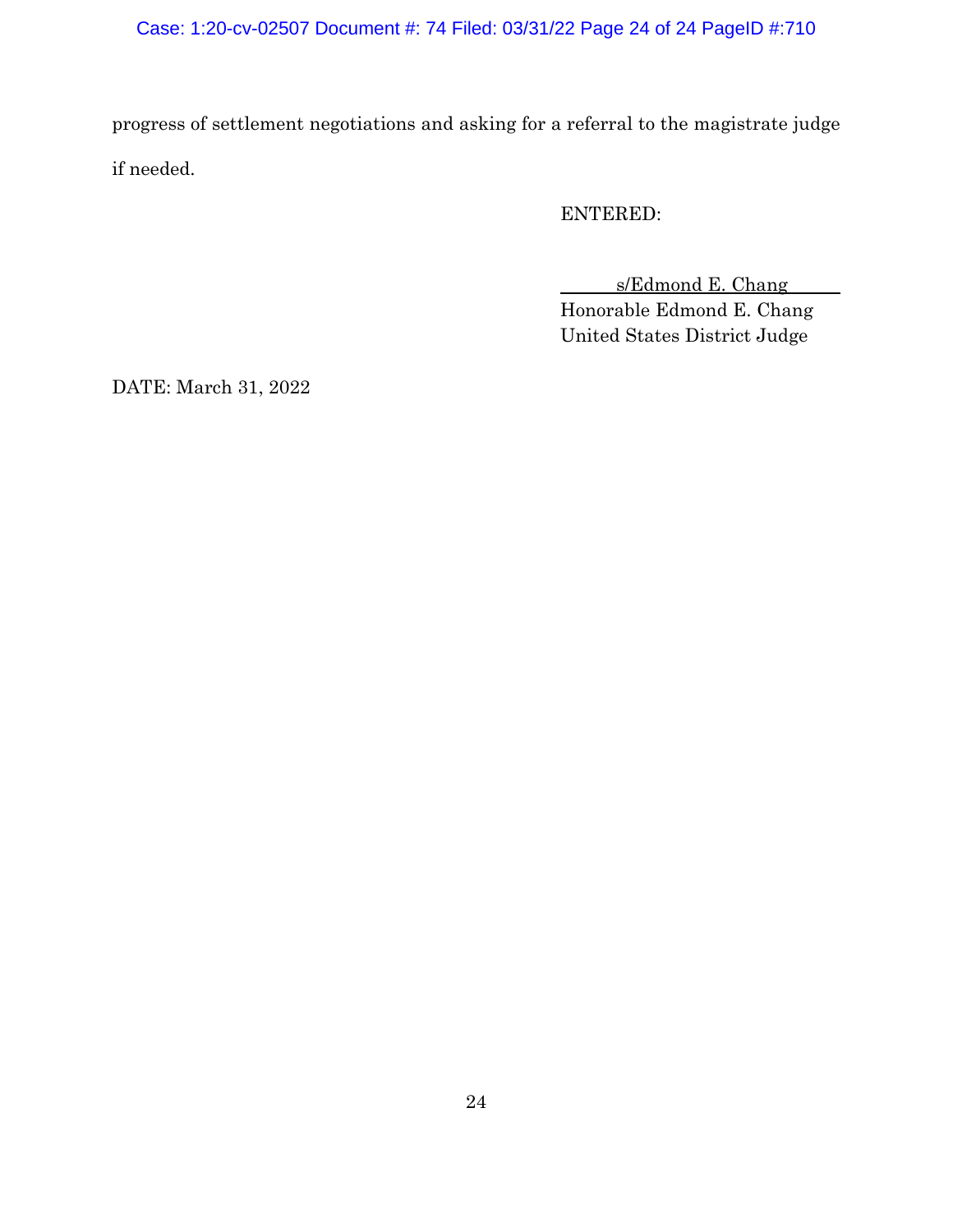progress of settlement negotiations and asking for a referral to the magistrate judge if needed.

ENTERED:

s/Edmond E. Chang
Honorable Edmond E. Chang
United States District Judge

DATE: March 31, 2022